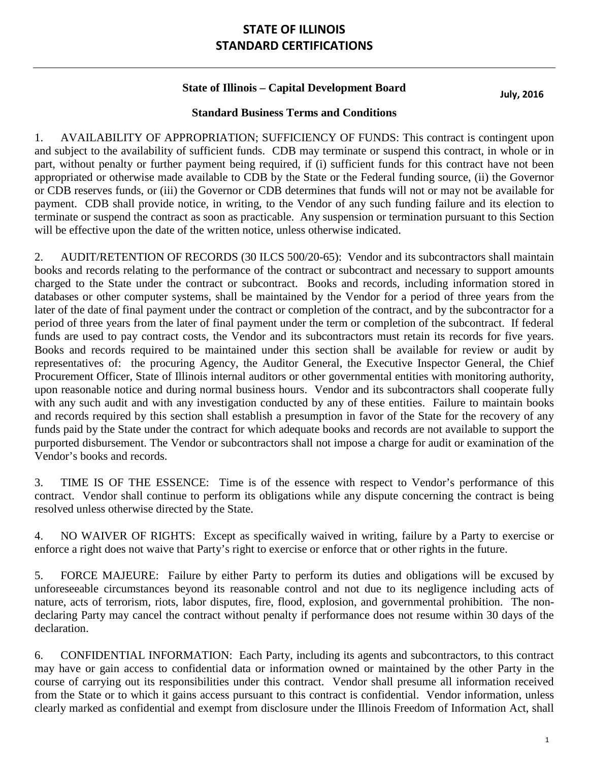# STATE OF ILLINOIS
# STANDARD CERTIFICATIONS

## State of Illinois – Capital Development Board

July, 2016

### Standard Business Terms and Conditions

1. AVAILABILITY OF APPROPRIATION; SUFFICIENCY OF FUNDS: This contract is contingent upon and subject to the availability of sufficient funds. CDB may terminate or suspend this contract, in whole or in part, without penalty or further payment being required, if (i) sufficient funds for this contract have not been appropriated or otherwise made available to CDB by the State or the Federal funding source, (ii) the Governor or CDB reserves funds, or (iii) the Governor or CDB determines that funds will not or may not be available for payment. CDB shall provide notice, in writing, to the Vendor of any such funding failure and its election to terminate or suspend the contract as soon as practicable. Any suspension or termination pursuant to this Section will be effective upon the date of the written notice, unless otherwise indicated.

2. AUDIT/RETENTION OF RECORDS (30 ILCS 500/20-65): Vendor and its subcontractors shall maintain books and records relating to the performance of the contract or subcontract and necessary to support amounts charged to the State under the contract or subcontract. Books and records, including information stored in databases or other computer systems, shall be maintained by the Vendor for a period of three years from the later of the date of final payment under the contract or completion of the contract, and by the subcontractor for a period of three years from the later of final payment under the term or completion of the subcontract. If federal funds are used to pay contract costs, the Vendor and its subcontractors must retain its records for five years. Books and records required to be maintained under this section shall be available for review or audit by representatives of: the procuring Agency, the Auditor General, the Executive Inspector General, the Chief Procurement Officer, State of Illinois internal auditors or other governmental entities with monitoring authority, upon reasonable notice and during normal business hours. Vendor and its subcontractors shall cooperate fully with any such audit and with any investigation conducted by any of these entities. Failure to maintain books and records required by this section shall establish a presumption in favor of the State for the recovery of any funds paid by the State under the contract for which adequate books and records are not available to support the purported disbursement. The Vendor or subcontractors shall not impose a charge for audit or examination of the Vendor's books and records.

3. TIME IS OF THE ESSENCE: Time is of the essence with respect to Vendor's performance of this contract. Vendor shall continue to perform its obligations while any dispute concerning the contract is being resolved unless otherwise directed by the State.

4. NO WAIVER OF RIGHTS: Except as specifically waived in writing, failure by a Party to exercise or enforce a right does not waive that Party's right to exercise or enforce that or other rights in the future.

5. FORCE MAJEURE: Failure by either Party to perform its duties and obligations will be excused by unforeseeable circumstances beyond its reasonable control and not due to its negligence including acts of nature, acts of terrorism, riots, labor disputes, fire, flood, explosion, and governmental prohibition. The non-declaring Party may cancel the contract without penalty if performance does not resume within 30 days of the declaration.

6. CONFIDENTIAL INFORMATION: Each Party, including its agents and subcontractors, to this contract may have or gain access to confidential data or information owned or maintained by the other Party in the course of carrying out its responsibilities under this contract. Vendor shall presume all information received from the State or to which it gains access pursuant to this contract is confidential. Vendor information, unless clearly marked as confidential and exempt from disclosure under the Illinois Freedom of Information Act, shall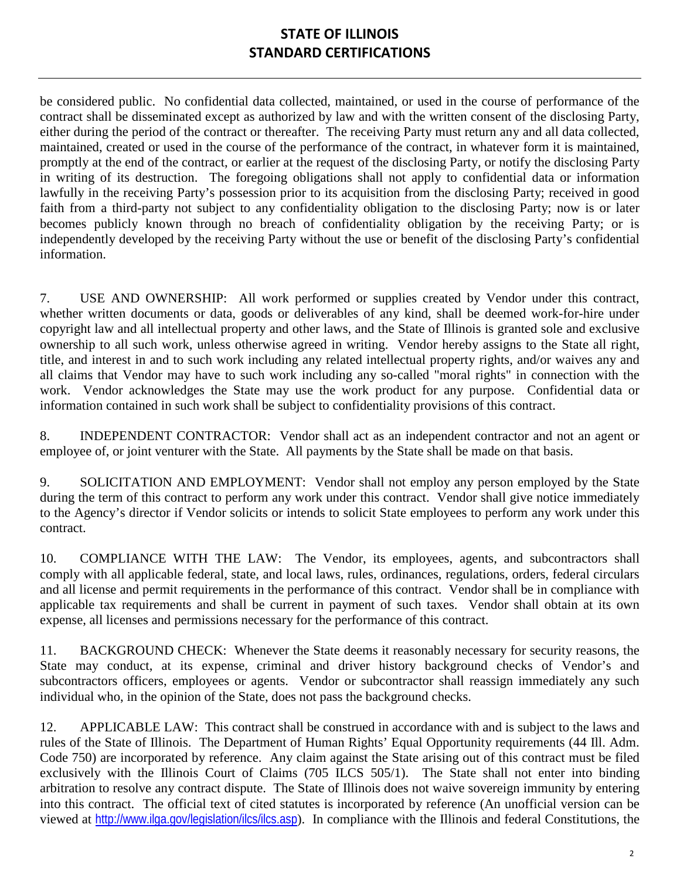be considered public. No confidential data collected, maintained, or used in the course of performance of the contract shall be disseminated except as authorized by law and with the written consent of the disclosing Party, either during the period of the contract or thereafter. The receiving Party must return any and all data collected, maintained, created or used in the course of the performance of the contract, in whatever form it is maintained, promptly at the end of the contract, or earlier at the request of the disclosing Party, or notify the disclosing Party in writing of its destruction. The foregoing obligations shall not apply to confidential data or information lawfully in the receiving Party's possession prior to its acquisition from the disclosing Party; received in good faith from a third-party not subject to any confidentiality obligation to the disclosing Party; now is or later becomes publicly known through no breach of confidentiality obligation by the receiving Party; or is independently developed by the receiving Party without the use or benefit of the disclosing Party's confidential information.

7. USE AND OWNERSHIP: All work performed or supplies created by Vendor under this contract, whether written documents or data, goods or deliverables of any kind, shall be deemed work-for-hire under copyright law and all intellectual property and other laws, and the State of Illinois is granted sole and exclusive ownership to all such work, unless otherwise agreed in writing. Vendor hereby assigns to the State all right, title, and interest in and to such work including any related intellectual property rights, and/or waives any and all claims that Vendor may have to such work including any so-called "moral rights" in connection with the work. Vendor acknowledges the State may use the work product for any purpose. Confidential data or information contained in such work shall be subject to confidentiality provisions of this contract.

8. INDEPENDENT CONTRACTOR: Vendor shall act as an independent contractor and not an agent or employee of, or joint venturer with the State. All payments by the State shall be made on that basis.

9. SOLICITATION AND EMPLOYMENT: Vendor shall not employ any person employed by the State during the term of this contract to perform any work under this contract. Vendor shall give notice immediately to the Agency's director if Vendor solicits or intends to solicit State employees to perform any work under this contract.

10. COMPLIANCE WITH THE LAW: The Vendor, its employees, agents, and subcontractors shall comply with all applicable federal, state, and local laws, rules, ordinances, regulations, orders, federal circulars and all license and permit requirements in the performance of this contract. Vendor shall be in compliance with applicable tax requirements and shall be current in payment of such taxes. Vendor shall obtain at its own expense, all licenses and permissions necessary for the performance of this contract.

11. BACKGROUND CHECK: Whenever the State deems it reasonably necessary for security reasons, the State may conduct, at its expense, criminal and driver history background checks of Vendor's and subcontractors officers, employees or agents. Vendor or subcontractor shall reassign immediately any such individual who, in the opinion of the State, does not pass the background checks.

12. APPLICABLE LAW: This contract shall be construed in accordance with and is subject to the laws and rules of the State of Illinois. The Department of Human Rights' Equal Opportunity requirements (44 Ill. Adm. Code 750) are incorporated by reference. Any claim against the State arising out of this contract must be filed exclusively with the Illinois Court of Claims (705 ILCS 505/1). The State shall not enter into binding arbitration to resolve any contract dispute. The State of Illinois does not waive sovereign immunity by entering into this contract. The official text of cited statutes is incorporated by reference (An unofficial version can be viewed at http://www.ilga.gov/legislation/ilcs/ilcs.asp). In compliance with the Illinois and federal Constitutions, the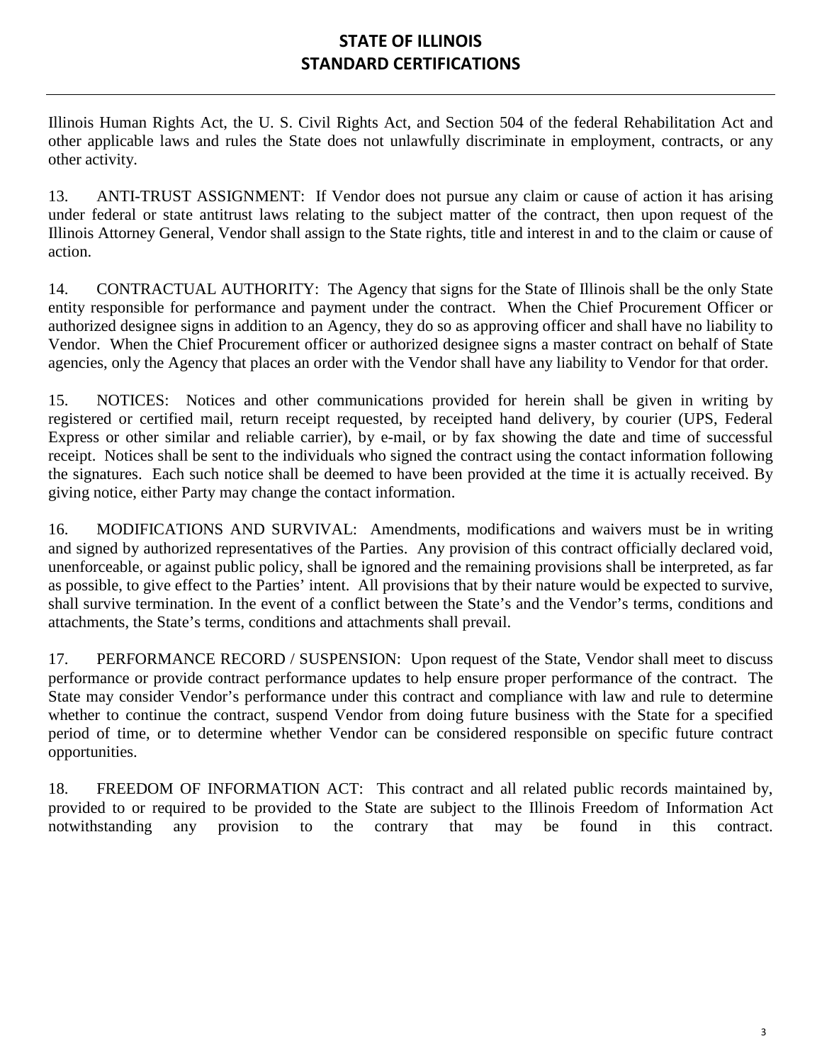# STATE OF ILLINOIS
# STANDARD CERTIFICATIONS

Illinois Human Rights Act, the U. S. Civil Rights Act, and Section 504 of the federal Rehabilitation Act and other applicable laws and rules the State does not unlawfully discriminate in employment, contracts, or any other activity.

13. ANTI-TRUST ASSIGNMENT: If Vendor does not pursue any claim or cause of action it has arising under federal or state antitrust laws relating to the subject matter of the contract, then upon request of the Illinois Attorney General, Vendor shall assign to the State rights, title and interest in and to the claim or cause of action.

14. CONTRACTUAL AUTHORITY: The Agency that signs for the State of Illinois shall be the only State entity responsible for performance and payment under the contract. When the Chief Procurement Officer or authorized designee signs in addition to an Agency, they do so as approving officer and shall have no liability to Vendor. When the Chief Procurement officer or authorized designee signs a master contract on behalf of State agencies, only the Agency that places an order with the Vendor shall have any liability to Vendor for that order.

15. NOTICES: Notices and other communications provided for herein shall be given in writing by registered or certified mail, return receipt requested, by receipted hand delivery, by courier (UPS, Federal Express or other similar and reliable carrier), by e-mail, or by fax showing the date and time of successful receipt. Notices shall be sent to the individuals who signed the contract using the contact information following the signatures. Each such notice shall be deemed to have been provided at the time it is actually received. By giving notice, either Party may change the contact information.

16. MODIFICATIONS AND SURVIVAL: Amendments, modifications and waivers must be in writing and signed by authorized representatives of the Parties. Any provision of this contract officially declared void, unenforceable, or against public policy, shall be ignored and the remaining provisions shall be interpreted, as far as possible, to give effect to the Parties' intent. All provisions that by their nature would be expected to survive, shall survive termination. In the event of a conflict between the State's and the Vendor's terms, conditions and attachments, the State's terms, conditions and attachments shall prevail.

17. PERFORMANCE RECORD / SUSPENSION: Upon request of the State, Vendor shall meet to discuss performance or provide contract performance updates to help ensure proper performance of the contract. The State may consider Vendor's performance under this contract and compliance with law and rule to determine whether to continue the contract, suspend Vendor from doing future business with the State for a specified period of time, or to determine whether Vendor can be considered responsible on specific future contract opportunities.

18. FREEDOM OF INFORMATION ACT: This contract and all related public records maintained by, provided to or required to be provided to the State are subject to the Illinois Freedom of Information Act notwithstanding any provision to the contrary that may be found in this contract.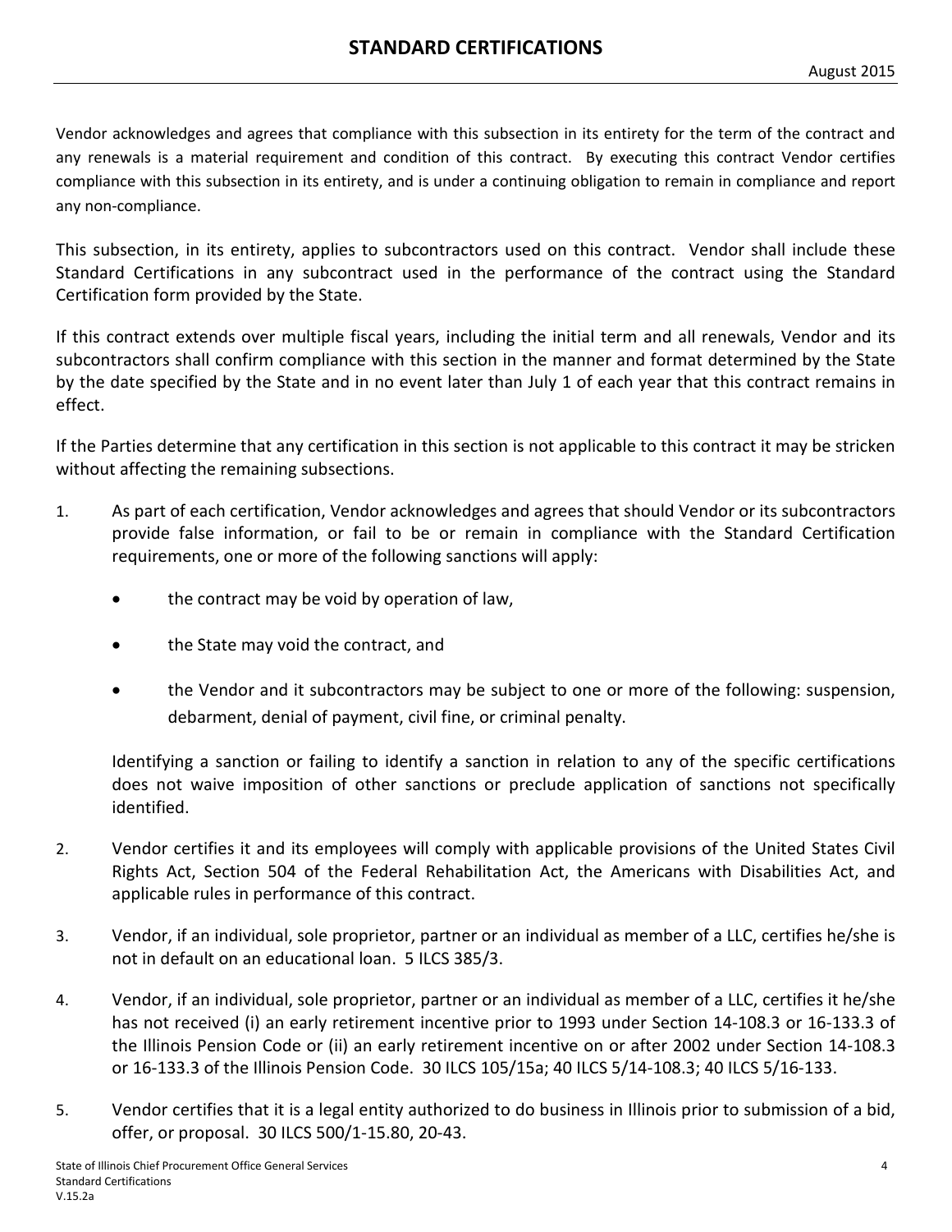Vendor acknowledges and agrees that compliance with this subsection in its entirety for the term of the contract and any renewals is a material requirement and condition of this contract. By executing this contract Vendor certifies compliance with this subsection in its entirety, and is under a continuing obligation to remain in compliance and report any non-compliance.

This subsection, in its entirety, applies to subcontractors used on this contract. Vendor shall include these Standard Certifications in any subcontract used in the performance of the contract using the Standard Certification form provided by the State.

If this contract extends over multiple fiscal years, including the initial term and all renewals, Vendor and its subcontractors shall confirm compliance with this section in the manner and format determined by the State by the date specified by the State and in no event later than July 1 of each year that this contract remains in effect.

If the Parties determine that any certification in this section is not applicable to this contract it may be stricken without affecting the remaining subsections.

1. As part of each certification, Vendor acknowledges and agrees that should Vendor or its subcontractors provide false information, or fail to be or remain in compliance with the Standard Certification requirements, one or more of the following sanctions will apply:

   - the contract may be void by operation of law,
   - the State may void the contract, and
   - the Vendor and it subcontractors may be subject to one or more of the following: suspension, debarment, denial of payment, civil fine, or criminal penalty.

   Identifying a sanction or failing to identify a sanction in relation to any of the specific certifications does not waive imposition of other sanctions or preclude application of sanctions not specifically identified.

2. Vendor certifies it and its employees will comply with applicable provisions of the United States Civil Rights Act, Section 504 of the Federal Rehabilitation Act, the Americans with Disabilities Act, and applicable rules in performance of this contract.

3. Vendor, if an individual, sole proprietor, partner or an individual as member of a LLC, certifies he/she is not in default on an educational loan. 5 ILCS 385/3.

4. Vendor, if an individual, sole proprietor, partner or an individual as member of a LLC, certifies it he/she has not received (i) an early retirement incentive prior to 1993 under Section 14-108.3 or 16-133.3 of the Illinois Pension Code or (ii) an early retirement incentive on or after 2002 under Section 14-108.3 or 16-133.3 of the Illinois Pension Code. 30 ILCS 105/15a; 40 ILCS 5/14-108.3; 40 ILCS 5/16-133.

5. Vendor certifies that it is a legal entity authorized to do business in Illinois prior to submission of a bid, offer, or proposal. 30 ILCS 500/1-15.80, 20-43.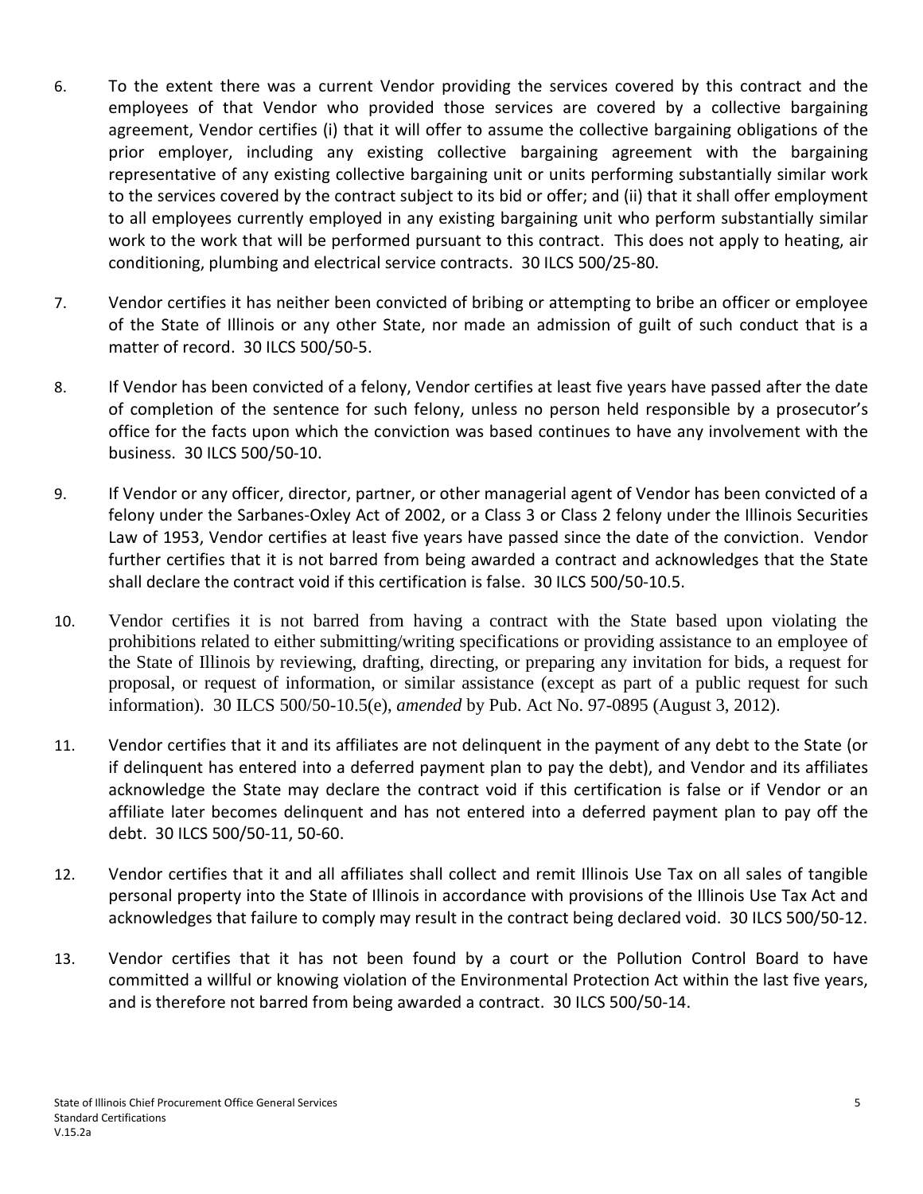6. To the extent there was a current Vendor providing the services covered by this contract and the employees of that Vendor who provided those services are covered by a collective bargaining agreement, Vendor certifies (i) that it will offer to assume the collective bargaining obligations of the prior employer, including any existing collective bargaining agreement with the bargaining representative of any existing collective bargaining unit or units performing substantially similar work to the services covered by the contract subject to its bid or offer; and (ii) that it shall offer employment to all employees currently employed in any existing bargaining unit who perform substantially similar work to the work that will be performed pursuant to this contract. This does not apply to heating, air conditioning, plumbing and electrical service contracts. 30 ILCS 500/25-80.

7. Vendor certifies it has neither been convicted of bribing or attempting to bribe an officer or employee of the State of Illinois or any other State, nor made an admission of guilt of such conduct that is a matter of record. 30 ILCS 500/50-5.

8. If Vendor has been convicted of a felony, Vendor certifies at least five years have passed after the date of completion of the sentence for such felony, unless no person held responsible by a prosecutor's office for the facts upon which the conviction was based continues to have any involvement with the business. 30 ILCS 500/50-10.

9. If Vendor or any officer, director, partner, or other managerial agent of Vendor has been convicted of a felony under the Sarbanes-Oxley Act of 2002, or a Class 3 or Class 2 felony under the Illinois Securities Law of 1953, Vendor certifies at least five years have passed since the date of the conviction. Vendor further certifies that it is not barred from being awarded a contract and acknowledges that the State shall declare the contract void if this certification is false. 30 ILCS 500/50-10.5.

10. Vendor certifies it is not barred from having a contract with the State based upon violating the prohibitions related to either submitting/writing specifications or providing assistance to an employee of the State of Illinois by reviewing, drafting, directing, or preparing any invitation for bids, a request for proposal, or request of information, or similar assistance (except as part of a public request for such information). 30 ILCS 500/50-10.5(e), *amended* by Pub. Act No. 97-0895 (August 3, 2012).

11. Vendor certifies that it and its affiliates are not delinquent in the payment of any debt to the State (or if delinquent has entered into a deferred payment plan to pay the debt), and Vendor and its affiliates acknowledge the State may declare the contract void if this certification is false or if Vendor or an affiliate later becomes delinquent and has not entered into a deferred payment plan to pay off the debt. 30 ILCS 500/50-11, 50-60.

12. Vendor certifies that it and all affiliates shall collect and remit Illinois Use Tax on all sales of tangible personal property into the State of Illinois in accordance with provisions of the Illinois Use Tax Act and acknowledges that failure to comply may result in the contract being declared void. 30 ILCS 500/50-12.

13. Vendor certifies that it has not been found by a court or the Pollution Control Board to have committed a willful or knowing violation of the Environmental Protection Act within the last five years, and is therefore not barred from being awarded a contract. 30 ILCS 500/50-14.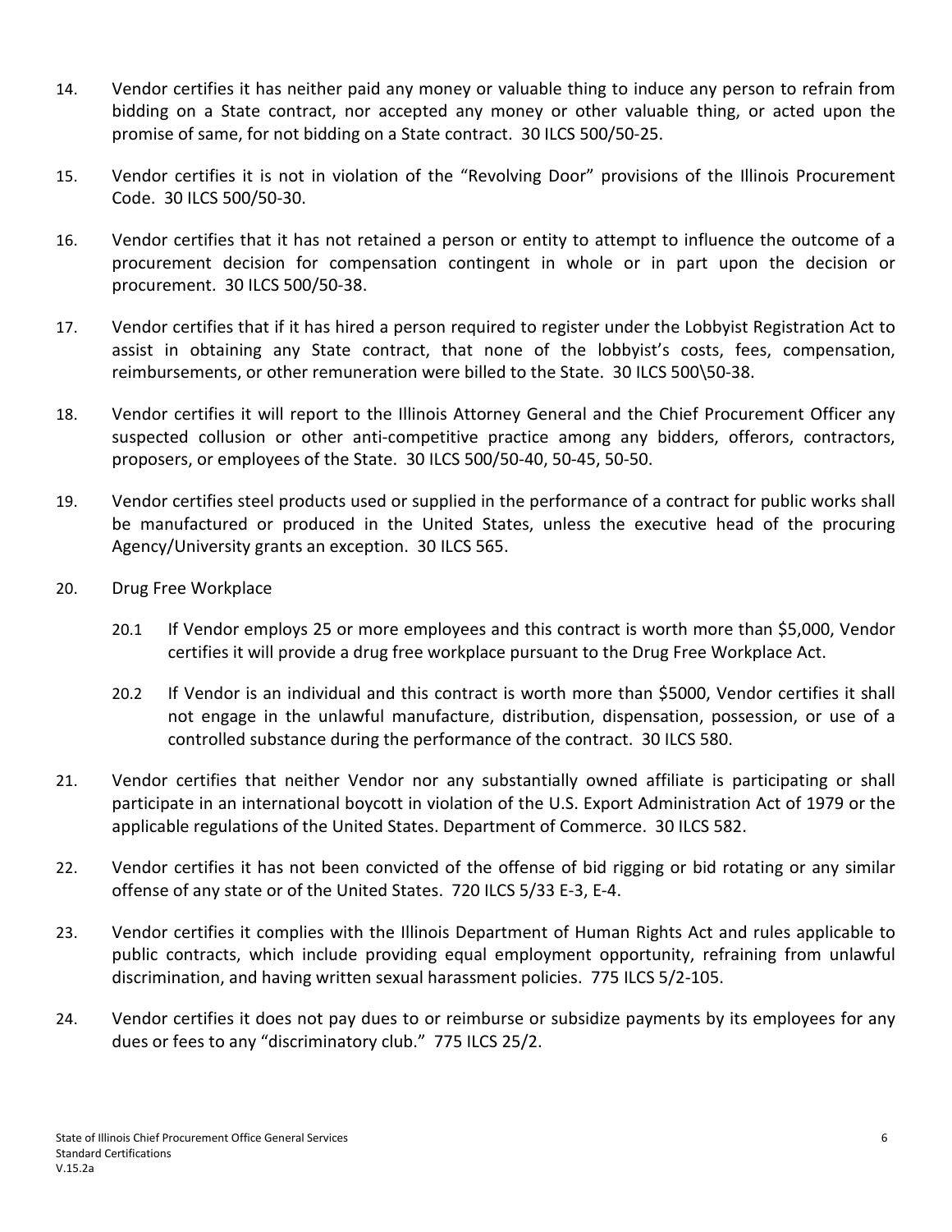14. Vendor certifies it has neither paid any money or valuable thing to induce any person to refrain from bidding on a State contract, nor accepted any money or other valuable thing, or acted upon the promise of same, for not bidding on a State contract. 30 ILCS 500/50-25.

15. Vendor certifies it is not in violation of the "Revolving Door" provisions of the Illinois Procurement Code. 30 ILCS 500/50-30.

16. Vendor certifies that it has not retained a person or entity to attempt to influence the outcome of a procurement decision for compensation contingent in whole or in part upon the decision or procurement. 30 ILCS 500/50-38.

17. Vendor certifies that if it has hired a person required to register under the Lobbyist Registration Act to assist in obtaining any State contract, that none of the lobbyist's costs, fees, compensation, reimbursements, or other remuneration were billed to the State. 30 ILCS 500\50-38.

18. Vendor certifies it will report to the Illinois Attorney General and the Chief Procurement Officer any suspected collusion or other anti-competitive practice among any bidders, offerors, contractors, proposers, or employees of the State. 30 ILCS 500/50-40, 50-45, 50-50.

19. Vendor certifies steel products used or supplied in the performance of a contract for public works shall be manufactured or produced in the United States, unless the executive head of the procuring Agency/University grants an exception. 30 ILCS 565.

20. Drug Free Workplace

    20.1 If Vendor employs 25 or more employees and this contract is worth more than $5,000, Vendor certifies it will provide a drug free workplace pursuant to the Drug Free Workplace Act.

    20.2 If Vendor is an individual and this contract is worth more than $5000, Vendor certifies it shall not engage in the unlawful manufacture, distribution, dispensation, possession, or use of a controlled substance during the performance of the contract. 30 ILCS 580.

21. Vendor certifies that neither Vendor nor any substantially owned affiliate is participating or shall participate in an international boycott in violation of the U.S. Export Administration Act of 1979 or the applicable regulations of the United States. Department of Commerce. 30 ILCS 582.

22. Vendor certifies it has not been convicted of the offense of bid rigging or bid rotating or any similar offense of any state or of the United States. 720 ILCS 5/33 E-3, E-4.

23. Vendor certifies it complies with the Illinois Department of Human Rights Act and rules applicable to public contracts, which include providing equal employment opportunity, refraining from unlawful discrimination, and having written sexual harassment policies. 775 ILCS 5/2-105.

24. Vendor certifies it does not pay dues to or reimburse or subsidize payments by its employees for any dues or fees to any "discriminatory club." 775 ILCS 25/2.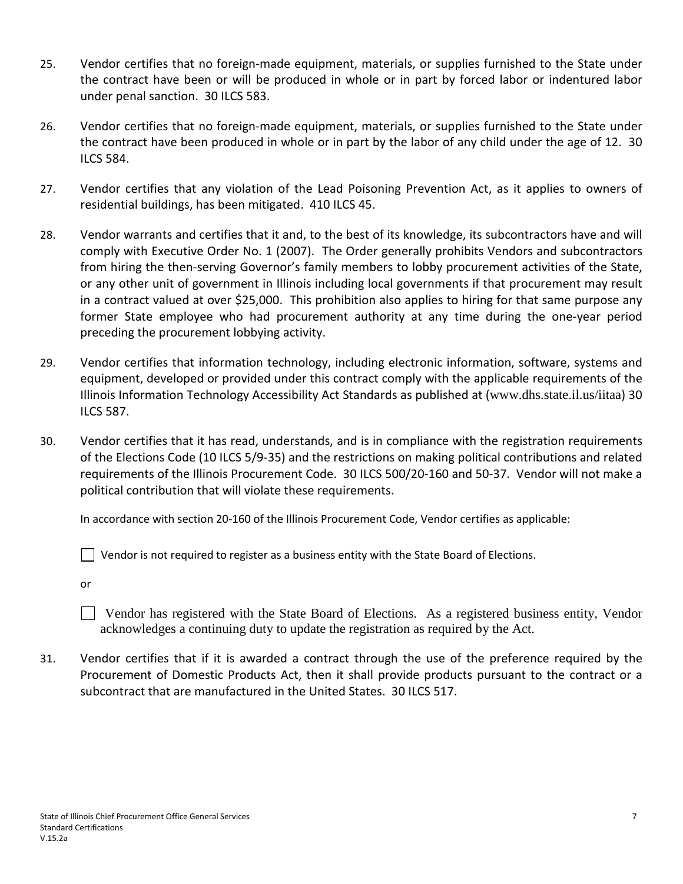25. Vendor certifies that no foreign-made equipment, materials, or supplies furnished to the State under the contract have been or will be produced in whole or in part by forced labor or indentured labor under penal sanction. 30 ILCS 583.

26. Vendor certifies that no foreign-made equipment, materials, or supplies furnished to the State under the contract have been produced in whole or in part by the labor of any child under the age of 12. 30 ILCS 584.

27. Vendor certifies that any violation of the Lead Poisoning Prevention Act, as it applies to owners of residential buildings, has been mitigated. 410 ILCS 45.

28. Vendor warrants and certifies that it and, to the best of its knowledge, its subcontractors have and will comply with Executive Order No. 1 (2007). The Order generally prohibits Vendors and subcontractors from hiring the then-serving Governor's family members to lobby procurement activities of the State, or any other unit of government in Illinois including local governments if that procurement may result in a contract valued at over $25,000. This prohibition also applies to hiring for that same purpose any former State employee who had procurement authority at any time during the one-year period preceding the procurement lobbying activity.

29. Vendor certifies that information technology, including electronic information, software, systems and equipment, developed or provided under this contract comply with the applicable requirements of the Illinois Information Technology Accessibility Act Standards as published at (www.dhs.state.il.us/iitaa) 30 ILCS 587.

30. Vendor certifies that it has read, understands, and is in compliance with the registration requirements of the Elections Code (10 ILCS 5/9-35) and the restrictions on making political contributions and related requirements of the Illinois Procurement Code. 30 ILCS 500/20-160 and 50-37. Vendor will not make a political contribution that will violate these requirements.

    In accordance with section 20-160 of the Illinois Procurement Code, Vendor certifies as applicable:

    ☐ Vendor is not required to register as a business entity with the State Board of Elections.

    or

    ☐ Vendor has registered with the State Board of Elections. As a registered business entity, Vendor acknowledges a continuing duty to update the registration as required by the Act.

31. Vendor certifies that if it is awarded a contract through the use of the preference required by the Procurement of Domestic Products Act, then it shall provide products pursuant to the contract or a subcontract that are manufactured in the United States. 30 ILCS 517.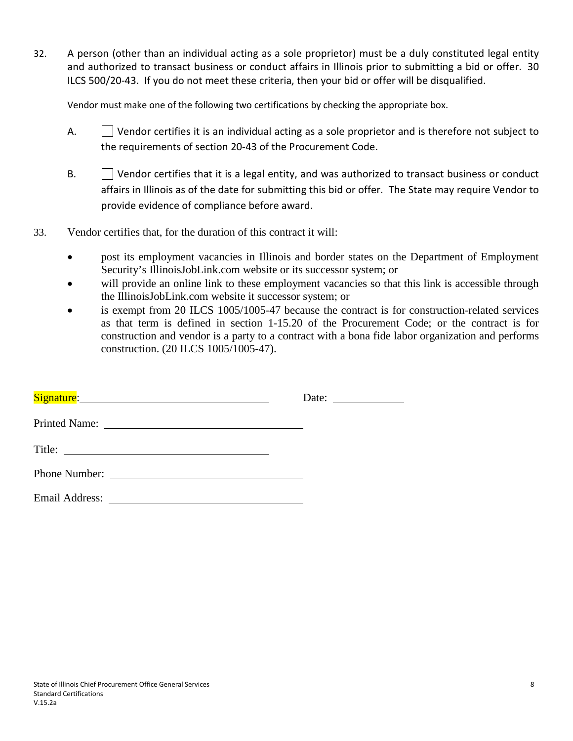32. A person (other than an individual acting as a sole proprietor) must be a duly constituted legal entity and authorized to transact business or conduct affairs in Illinois prior to submitting a bid or offer. 30 ILCS 500/20-43. If you do not meet these criteria, then your bid or offer will be disqualified.

    Vendor must make one of the following two certifications by checking the appropriate box.

    A. ☐ Vendor certifies it is an individual acting as a sole proprietor and is therefore not subject to the requirements of section 20-43 of the Procurement Code.

    B. ☐ Vendor certifies that it is a legal entity, and was authorized to transact business or conduct affairs in Illinois as of the date for submitting this bid or offer. The State may require Vendor to provide evidence of compliance before award.

33. Vendor certifies that, for the duration of this contract it will:

    - post its employment vacancies in Illinois and border states on the Department of Employment Security's IllinoisJobLink.com website or its successor system; or
    - will provide an online link to these employment vacancies so that this link is accessible through the IllinoisJobLink.com website it successor system; or
    - is exempt from 20 ILCS 1005/1005-47 because the contract is for construction-related services as that term is defined in section 1-15.20 of the Procurement Code; or the contract is for construction and vendor is a party to a contract with a bona fide labor organization and performs construction. (20 ILCS 1005/1005-47).

Signature: ______________________________ Date: ____________

Printed Name: ______________________________

Title: ______________________________

Phone Number: ______________________________

Email Address: ______________________________